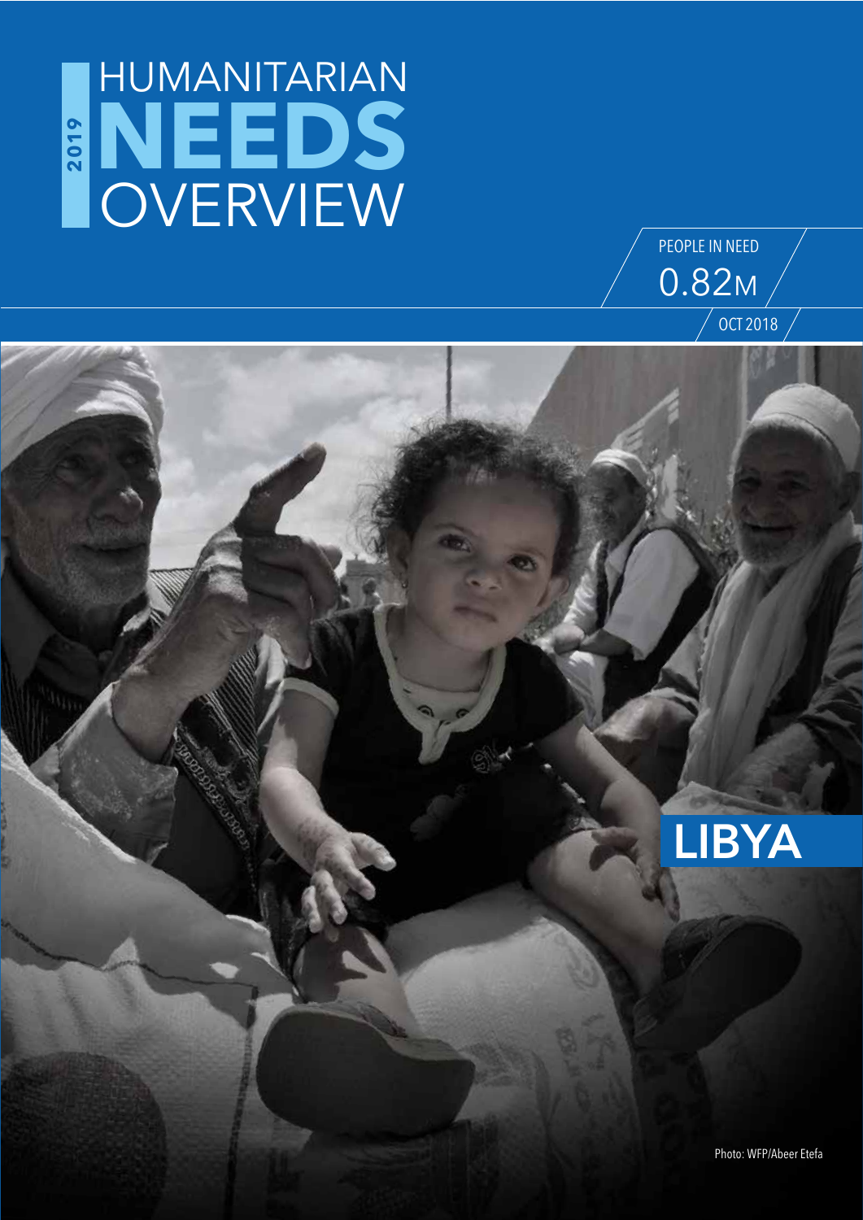# 2019 HUMANITARIAN NEEDS OVERVIEW

PEOPLE IN NEED

0.82M

OCT 2018

# LIBYA

Photo: WFP/Abeer Etefa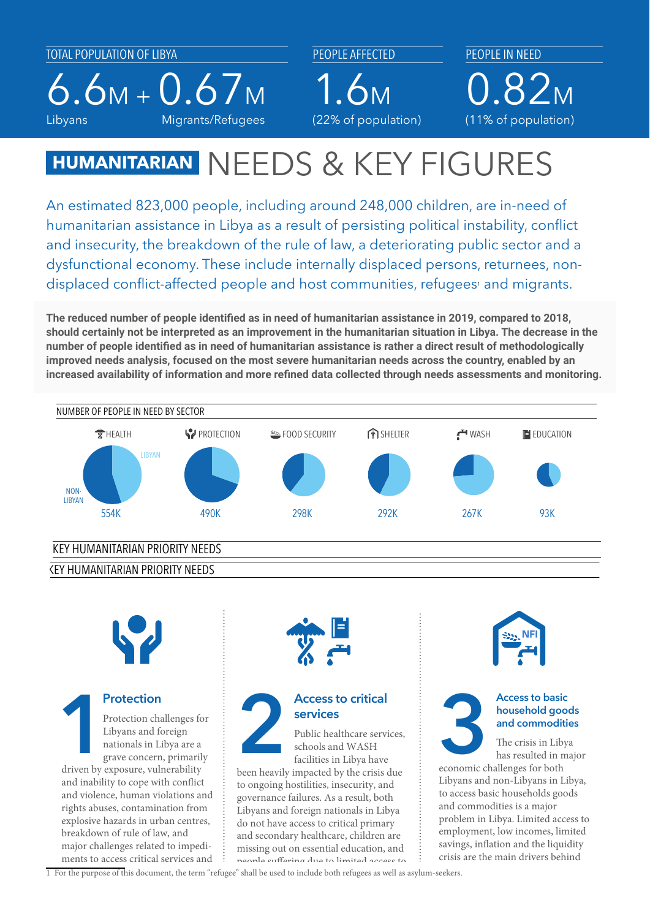TOTAL POPULATION OF LIBYA

6.6M Libyans + 0.67M Migrants/Refugees

PEOPLE AFFECTED

1.6M (22% of population)

PEOPLE IN NEED

0.82M (11% of population)

# HUMANITARIAN NEEDS & KEY FIGURES

An estimated 823,000 people, including around 248,000 children, are in-need of humanitarian assistance in Libya as a result of persisting political instability, conflict and insecurity, the breakdown of the rule of law, a deteriorating public sector and a dysfunctional economy. These include internally displaced persons, returnees, non-displaced conflict-affected people and host communities, refugees[1] and migrants.

**The reduced number of people identified as in need of humanitarian assistance in 2019, compared to 2018, should certainly not be interpreted as an improvement in the humanitarian situation in Libya. The decrease in the number of people identified as in need of humanitarian assistance is rather a direct result of methodologically improved needs analysis, focused on the most severe humanitarian needs across the country, enabled by an increased availability of information and more refined data collected through needs assessments and monitoring.**

NUMBER OF PEOPLE IN NEED BY SECTOR

| HEALTH | PROTECTION | FOOD SECURITY | SHELTER | WASH | EDUCATION |
|---|---|---|---|---|---|
| 554K | 490K | 298K | 292K | 267K | 93K |

(Pie charts show split between LIBYAN and NON-LIBYAN)

KEY HUMANITARIAN PRIORITY NEEDS

## 1 Protection

Protection challenges for Libyans and foreign nationals in Libya are a grave concern, primarily driven by exposure, vulnerability and inability to cope with conflict and violence, human violations and rights abuses, contamination from explosive hazards in urban centres, breakdown of rule of law, and major challenges related to impediments to access critical services and

## 2 Access to critical services

Public healthcare services, schools and WASH facilities in Libya have been heavily impacted by the crisis due to ongoing hostilities, insecurity, and governance failures. As a result, both Libyans and foreign nationals in Libya do not have access to critical primary and secondary healthcare, children are missing out on essential education, and people suffering due to limited access to

## 3 Access to basic household goods and commodities

The crisis in Libya has resulted in major economic challenges for both Libyans and non-Libyans in Libya, to access basic households goods and commodities is a major problem in Libya. Limited access to employment, low incomes, limited savings, inflation and the liquidity crisis are the main drivers behind

1 For the purpose of this document, the term "refugee" shall be used to include both refugees as well as asylum-seekers.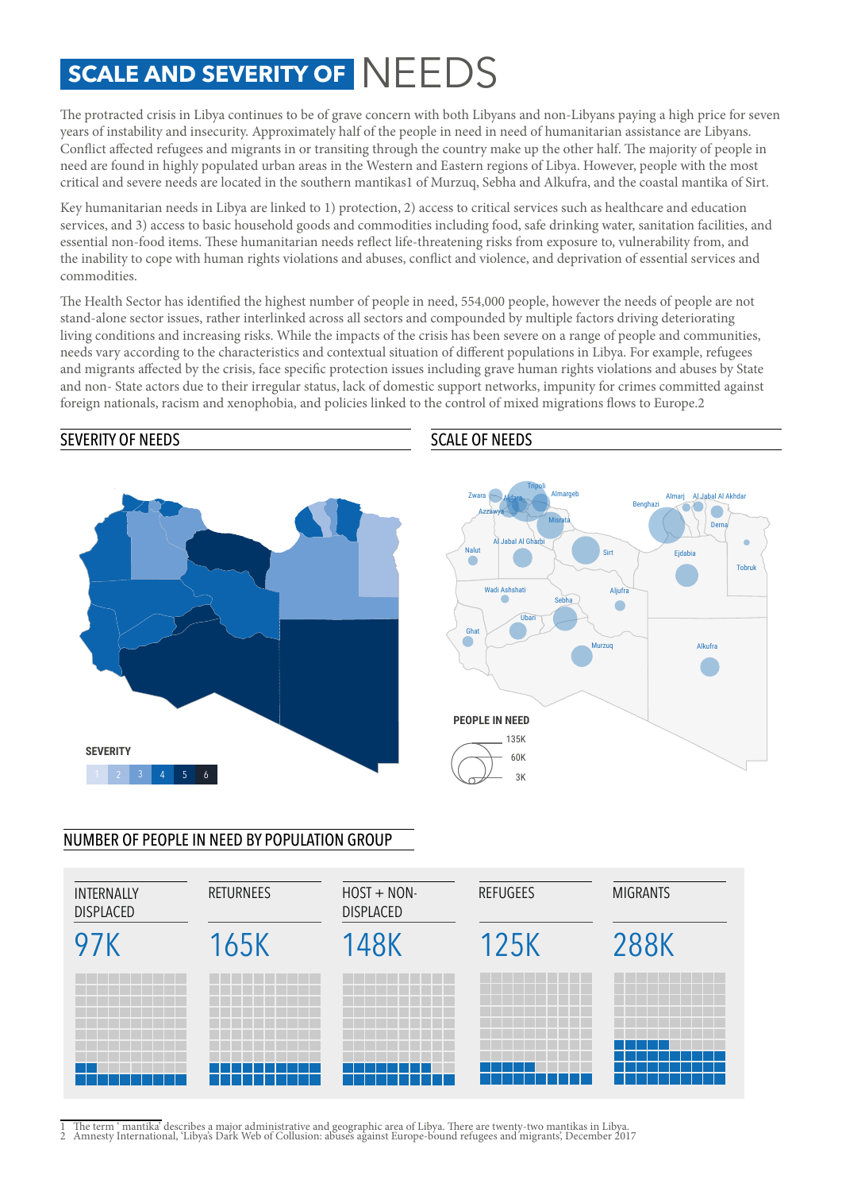# SCALE AND SEVERITY OF NEEDS

The protracted crisis in Libya continues to be of grave concern with both Libyans and non-Libyans paying a high price for seven years of instability and insecurity. Approximately half of the people in need in need of humanitarian assistance are Libyans. Conflict affected refugees and migrants in or transiting through the country make up the other half. The majority of people in need are found in highly populated urban areas in the Western and Eastern regions of Libya. However, people with the most critical and severe needs are located in the southern mantikas1 of Murzuq, Sebha and Alkufra, and the coastal mantika of Sirt.

Key humanitarian needs in Libya are linked to 1) protection, 2) access to critical services such as healthcare and education services, and 3) access to basic household goods and commodities including food, safe drinking water, sanitation facilities, and essential non-food items. These humanitarian needs reflect life-threatening risks from exposure to, vulnerability from, and the inability to cope with human rights violations and abuses, conflict and violence, and deprivation of essential services and commodities.

The Health Sector has identified the highest number of people in need, 554,000 people, however the needs of people are not stand-alone sector issues, rather interlinked across all sectors and compounded by multiple factors driving deteriorating living conditions and increasing risks. While the impacts of the crisis has been severe on a range of people and communities, needs vary according to the characteristics and contextual situation of different populations in Libya. For example, refugees and migrants affected by the crisis, face specific protection issues including grave human rights violations and abuses by State and non- State actors due to their irregular status, lack of domestic support networks, impunity for crimes committed against foreign nationals, racism and xenophobia, and policies linked to the control of mixed migrations flows to Europe.2

## SEVERITY OF NEEDS

SEVERITY: 1 2 3 4 5 6

## SCALE OF NEEDS

Zwara, Aljfara, Tripoli, Almargeb, Azzawya, Misrata, Al Jabal Al Gharbi, Nalut, Sirt, Benghazi, Almarj, Al Jabal Al Akhdar, Derna, Ejdabia, Tobruk, Wadi Ashshati, Sebha, Aljufra, Ubari, Ghat, Murzuq, Alkufra

PEOPLE IN NEED: 135K, 60K, 3K

## NUMBER OF PEOPLE IN NEED BY POPULATION GROUP

| INTERNALLY DISPLACED | RETURNEES | HOST + NON-DISPLACED | REFUGEES | MIGRANTS |
|---|---|---|---|---|
| 97K | 165K | 148K | 125K | 288K |

1 The term ' mantika' describes a major administrative and geographic area of Libya. There are twenty-two mantikas in Libya.
2 Amnesty International, 'Libya's Dark Web of Collusion: abuses against Europe-bound refugees and migrants', December 2017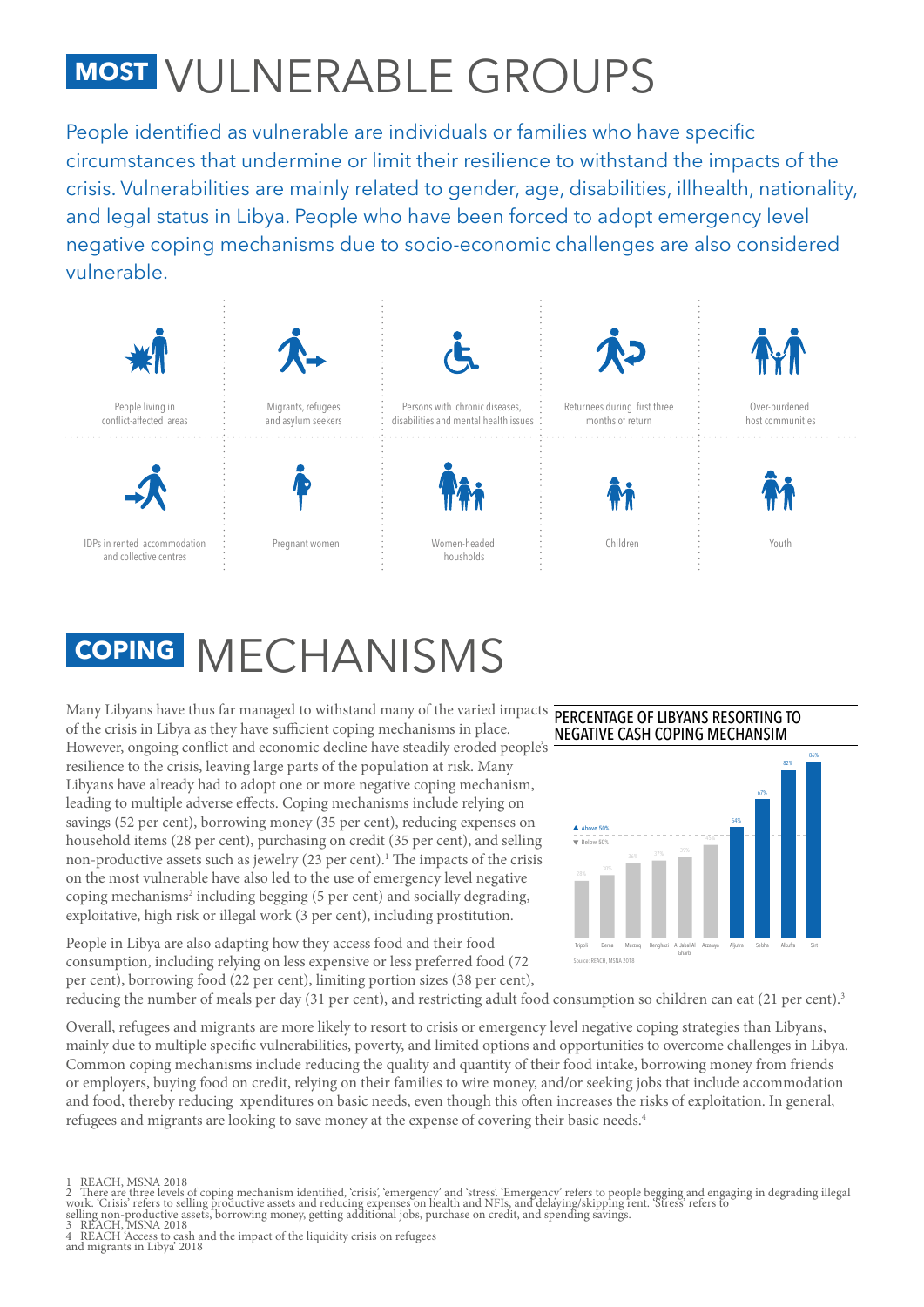# MOST VULNERABLE GROUPS

People identified as vulnerable are individuals or families who have specific circumstances that undermine or limit their resilience to withstand the impacts of the crisis. Vulnerabilities are mainly related to gender, age, disabilities, illhealth, nationality, and legal status in Libya. People who have been forced to adopt emergency level negative coping mechanisms due to socio-economic challenges are also considered vulnerable.

People living in conflict-affected areas

Migrants, refugees and asylum seekers

Persons with chronic diseases, disabilities and mental health issues

Returnees during first three months of return

Over-burdened host communities

IDPs in rented accommodation and collective centres

Pregnant women

Women-headed housholds

Children

Youth

# COPING MECHANISMS

Many Libyans have thus far managed to withstand many of the varied impacts of the crisis in Libya as they have sufficient coping mechanisms in place. However, ongoing conflict and economic decline have steadily eroded people's resilience to the crisis, leaving large parts of the population at risk. Many Libyans have already had to adopt one or more negative coping mechanism, leading to multiple adverse effects. Coping mechanisms include relying on savings (52 per cent), borrowing money (35 per cent), reducing expenses on household items (28 per cent), purchasing on credit (35 per cent), and selling non-productive assets such as jewelry (23 per cent).[1] The impacts of the crisis on the most vulnerable have also led to the use of emergency level negative coping mechanisms[2] including begging (5 per cent) and socially degrading, exploitative, high risk or illegal work (3 per cent), including prostitution.

**PERCENTAGE OF LIBYANS RESORTING TO NEGATIVE CASH COPING MECHANSIM**

▲ Above 50%
▼ Below 50%

28% 30% 36% 37% 39% 45% 54% 67% 82% 86%

Tripoli Derna Murzuq Benghazi Al Jabal Al Gharbi Azzawya Aljufra Sebha Alkufra Sirt

Source: REACH, MSNA 2018

People in Libya are also adapting how they access food and their food consumption, including relying on less expensive or less preferred food (72 per cent), borrowing food (22 per cent), limiting portion sizes (38 per cent), reducing the number of meals per day (31 per cent), and restricting adult food consumption so children can eat (21 per cent).[3]

Overall, refugees and migrants are more likely to resort to crisis or emergency level negative coping strategies than Libyans, mainly due to multiple specific vulnerabilities, poverty, and limited options and opportunities to overcome challenges in Libya. Common coping mechanisms include reducing the quality and quantity of their food intake, borrowing money from friends or employers, buying food on credit, relying on their families to wire money, and/or seeking jobs that include accommodation and food, thereby reducing xpenditures on basic needs, even though this often increases the risks of exploitation. In general, refugees and migrants are looking to save money at the expense of covering their basic needs.[4]

---

1 REACH, MSNA 2018
2 There are three levels of coping mechanism identified, 'crisis', 'emergency' and 'stress'. 'Emergency' refers to people begging and engaging in degrading illegal work. 'Crisis' refers to selling productive assets and reducing expenses on health and NFIs, and delaying/skipping rent. 'Stress' refers to selling non-productive assets, borrowing money, getting additional jobs, purchase on credit, and spending savings.
3 REACH, MSNA 2018
4 REACH 'Access to cash and the impact of the liquidity crisis on refugees and migrants in Libya' 2018